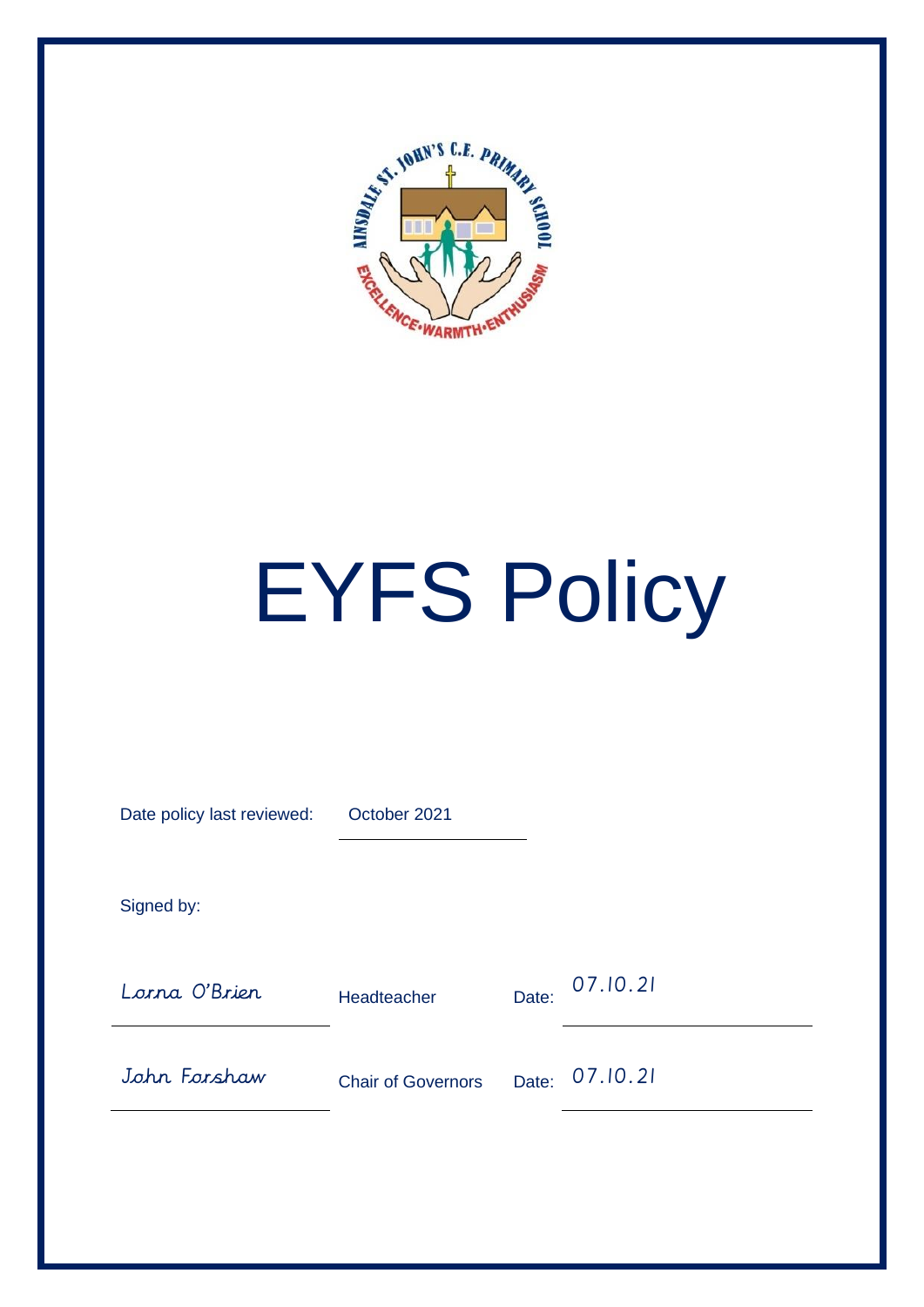# EYFS Policy

Date policy last reviewed: October 2021

Signed by:

| | | | |
|---|---|---|---|
| Lorna O'Brien | Headteacher | Date: | 07.10.21 |
| John Forshaw | Chair of Governors | Date: | 07.10.21 |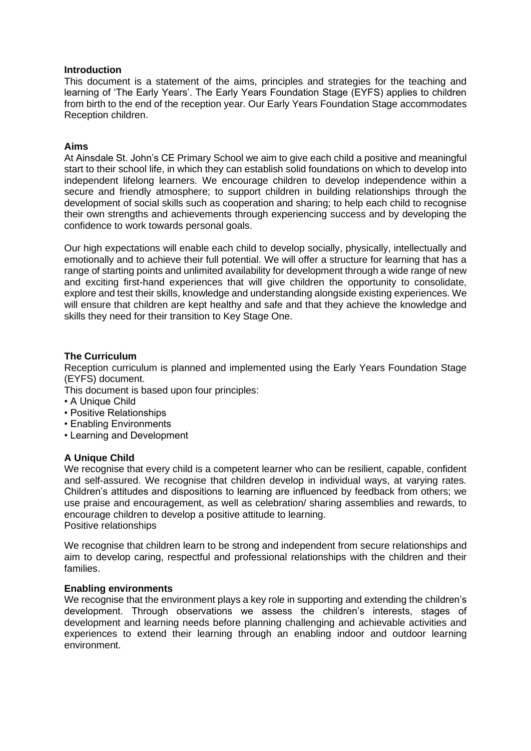**Introduction**

This document is a statement of the aims, principles and strategies for the teaching and learning of 'The Early Years'. The Early Years Foundation Stage (EYFS) applies to children from birth to the end of the reception year. Our Early Years Foundation Stage accommodates Reception children.

**Aims**

At Ainsdale St. John's CE Primary School we aim to give each child a positive and meaningful start to their school life, in which they can establish solid foundations on which to develop into independent lifelong learners. We encourage children to develop independence within a secure and friendly atmosphere; to support children in building relationships through the development of social skills such as cooperation and sharing; to help each child to recognise their own strengths and achievements through experiencing success and by developing the confidence to work towards personal goals.

Our high expectations will enable each child to develop socially, physically, intellectually and emotionally and to achieve their full potential. We will offer a structure for learning that has a range of starting points and unlimited availability for development through a wide range of new and exciting first-hand experiences that will give children the opportunity to consolidate, explore and test their skills, knowledge and understanding alongside existing experiences. We will ensure that children are kept healthy and safe and that they achieve the knowledge and skills they need for their transition to Key Stage One.

**The Curriculum**

Reception curriculum is planned and implemented using the Early Years Foundation Stage (EYFS) document.

This document is based upon four principles:

- A Unique Child
- Positive Relationships
- Enabling Environments
- Learning and Development

**A Unique Child**

We recognise that every child is a competent learner who can be resilient, capable, confident and self-assured. We recognise that children develop in individual ways, at varying rates. Children's attitudes and dispositions to learning are influenced by feedback from others; we use praise and encouragement, as well as celebration/ sharing assemblies and rewards, to encourage children to develop a positive attitude to learning.

Positive relationships

We recognise that children learn to be strong and independent from secure relationships and aim to develop caring, respectful and professional relationships with the children and their families.

**Enabling environments**

We recognise that the environment plays a key role in supporting and extending the children's development. Through observations we assess the children's interests, stages of development and learning needs before planning challenging and achievable activities and experiences to extend their learning through an enabling indoor and outdoor learning environment.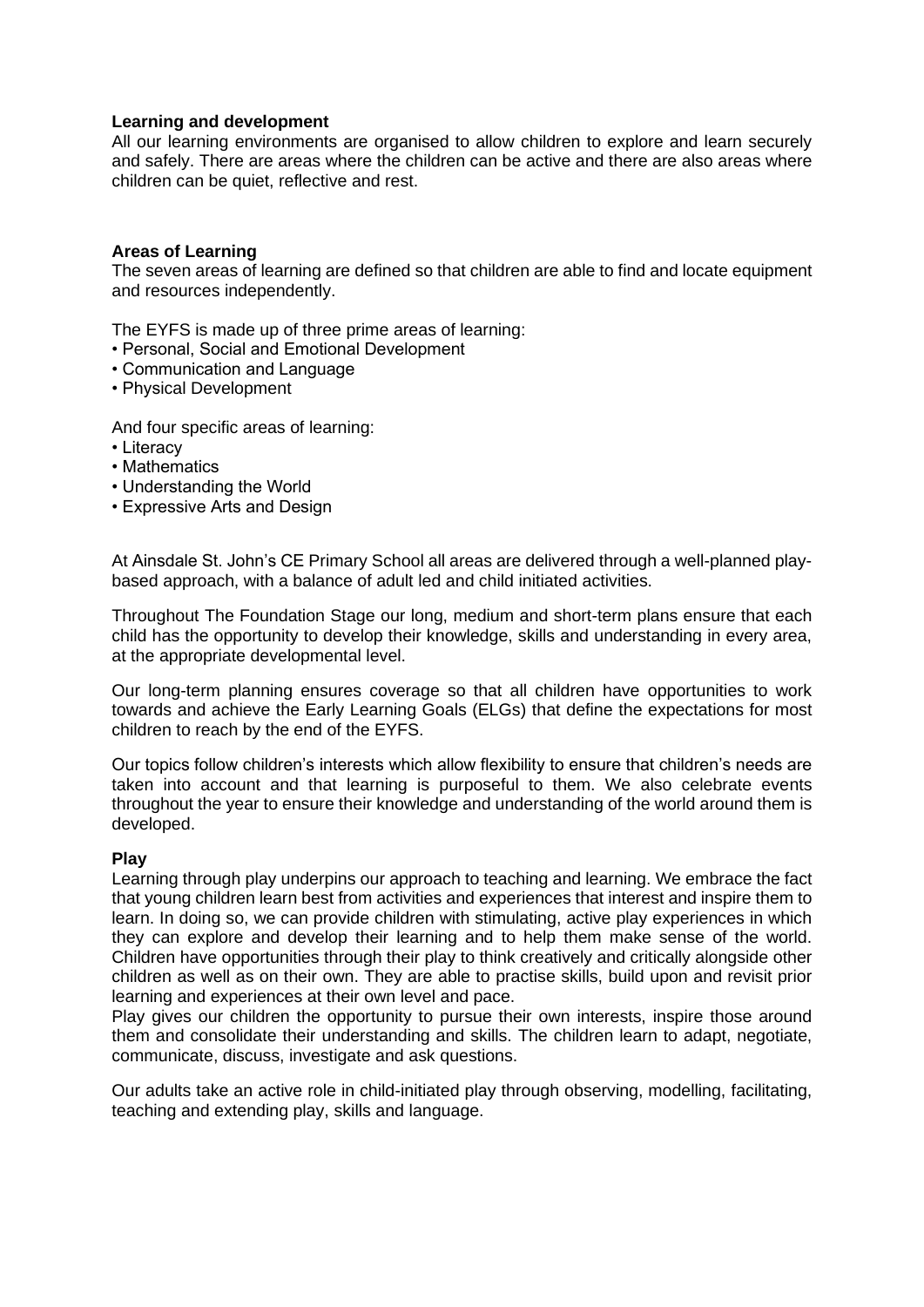**Learning and development**

All our learning environments are organised to allow children to explore and learn securely and safely. There are areas where the children can be active and there are also areas where children can be quiet, reflective and rest.

**Areas of Learning**

The seven areas of learning are defined so that children are able to find and locate equipment and resources independently.

The EYFS is made up of three prime areas of learning:

- Personal, Social and Emotional Development
- Communication and Language
- Physical Development

And four specific areas of learning:

- Literacy
- Mathematics
- Understanding the World
- Expressive Arts and Design

At Ainsdale St. John's CE Primary School all areas are delivered through a well-planned play-based approach, with a balance of adult led and child initiated activities.

Throughout The Foundation Stage our long, medium and short-term plans ensure that each child has the opportunity to develop their knowledge, skills and understanding in every area, at the appropriate developmental level.

Our long-term planning ensures coverage so that all children have opportunities to work towards and achieve the Early Learning Goals (ELGs) that define the expectations for most children to reach by the end of the EYFS.

Our topics follow children's interests which allow flexibility to ensure that children's needs are taken into account and that learning is purposeful to them. We also celebrate events throughout the year to ensure their knowledge and understanding of the world around them is developed.

**Play**

Learning through play underpins our approach to teaching and learning. We embrace the fact that young children learn best from activities and experiences that interest and inspire them to learn. In doing so, we can provide children with stimulating, active play experiences in which they can explore and develop their learning and to help them make sense of the world. Children have opportunities through their play to think creatively and critically alongside other children as well as on their own. They are able to practise skills, build upon and revisit prior learning and experiences at their own level and pace.

Play gives our children the opportunity to pursue their own interests, inspire those around them and consolidate their understanding and skills. The children learn to adapt, negotiate, communicate, discuss, investigate and ask questions.

Our adults take an active role in child-initiated play through observing, modelling, facilitating, teaching and extending play, skills and language.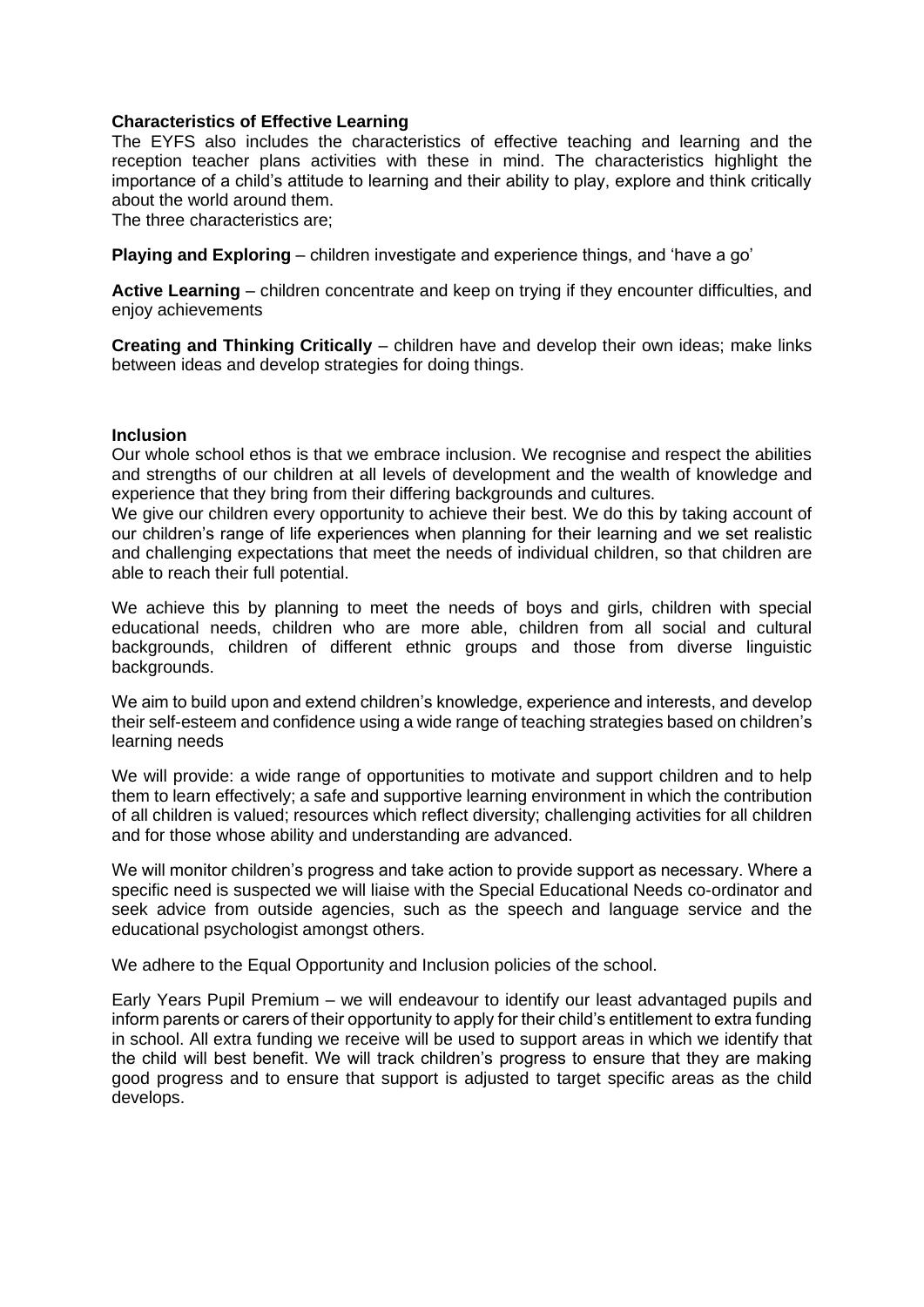**Characteristics of Effective Learning**

The EYFS also includes the characteristics of effective teaching and learning and the reception teacher plans activities with these in mind. The characteristics highlight the importance of a child's attitude to learning and their ability to play, explore and think critically about the world around them.

The three characteristics are;

**Playing and Exploring** – children investigate and experience things, and 'have a go'

**Active Learning** – children concentrate and keep on trying if they encounter difficulties, and enjoy achievements

**Creating and Thinking Critically** – children have and develop their own ideas; make links between ideas and develop strategies for doing things.

**Inclusion**

Our whole school ethos is that we embrace inclusion. We recognise and respect the abilities and strengths of our children at all levels of development and the wealth of knowledge and experience that they bring from their differing backgrounds and cultures.

We give our children every opportunity to achieve their best. We do this by taking account of our children's range of life experiences when planning for their learning and we set realistic and challenging expectations that meet the needs of individual children, so that children are able to reach their full potential.

We achieve this by planning to meet the needs of boys and girls, children with special educational needs, children who are more able, children from all social and cultural backgrounds, children of different ethnic groups and those from diverse linguistic backgrounds.

We aim to build upon and extend children's knowledge, experience and interests, and develop their self-esteem and confidence using a wide range of teaching strategies based on children's learning needs

We will provide: a wide range of opportunities to motivate and support children and to help them to learn effectively; a safe and supportive learning environment in which the contribution of all children is valued; resources which reflect diversity; challenging activities for all children and for those whose ability and understanding are advanced.

We will monitor children's progress and take action to provide support as necessary. Where a specific need is suspected we will liaise with the Special Educational Needs co-ordinator and seek advice from outside agencies, such as the speech and language service and the educational psychologist amongst others.

We adhere to the Equal Opportunity and Inclusion policies of the school.

Early Years Pupil Premium – we will endeavour to identify our least advantaged pupils and inform parents or carers of their opportunity to apply for their child's entitlement to extra funding in school. All extra funding we receive will be used to support areas in which we identify that the child will best benefit. We will track children's progress to ensure that they are making good progress and to ensure that support is adjusted to target specific areas as the child develops.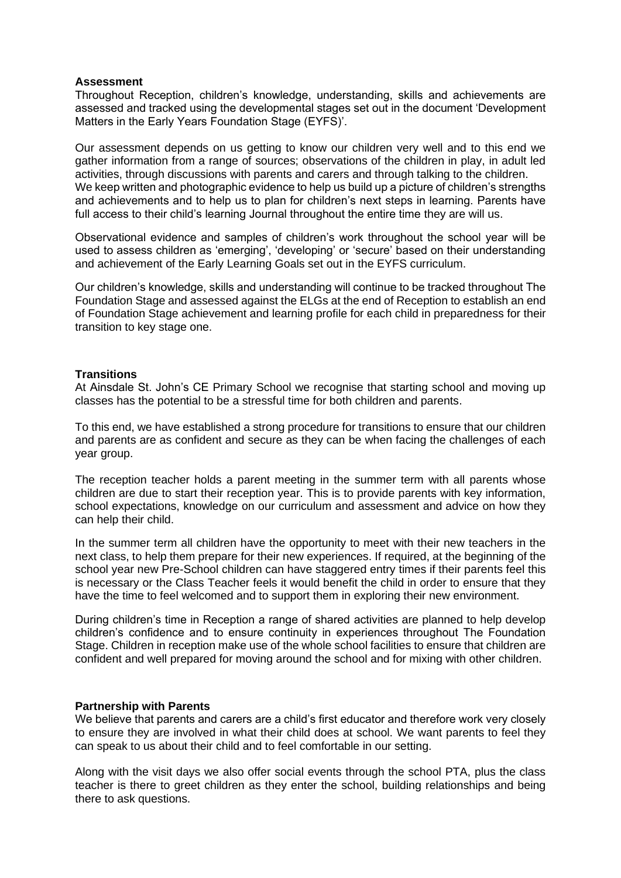**Assessment**
Throughout Reception, children's knowledge, understanding, skills and achievements are assessed and tracked using the developmental stages set out in the document 'Development Matters in the Early Years Foundation Stage (EYFS)'.

Our assessment depends on us getting to know our children very well and to this end we gather information from a range of sources; observations of the children in play, in adult led activities, through discussions with parents and carers and through talking to the children. We keep written and photographic evidence to help us build up a picture of children's strengths and achievements and to help us to plan for children's next steps in learning. Parents have full access to their child's learning Journal throughout the entire time they are will us.

Observational evidence and samples of children's work throughout the school year will be used to assess children as 'emerging', 'developing' or 'secure' based on their understanding and achievement of the Early Learning Goals set out in the EYFS curriculum.

Our children's knowledge, skills and understanding will continue to be tracked throughout The Foundation Stage and assessed against the ELGs at the end of Reception to establish an end of Foundation Stage achievement and learning profile for each child in preparedness for their transition to key stage one.

**Transitions**
At Ainsdale St. John's CE Primary School we recognise that starting school and moving up classes has the potential to be a stressful time for both children and parents.

To this end, we have established a strong procedure for transitions to ensure that our children and parents are as confident and secure as they can be when facing the challenges of each year group.

The reception teacher holds a parent meeting in the summer term with all parents whose children are due to start their reception year. This is to provide parents with key information, school expectations, knowledge on our curriculum and assessment and advice on how they can help their child.

In the summer term all children have the opportunity to meet with their new teachers in the next class, to help them prepare for their new experiences. If required, at the beginning of the school year new Pre-School children can have staggered entry times if their parents feel this is necessary or the Class Teacher feels it would benefit the child in order to ensure that they have the time to feel welcomed and to support them in exploring their new environment.

During children's time in Reception a range of shared activities are planned to help develop children's confidence and to ensure continuity in experiences throughout The Foundation Stage. Children in reception make use of the whole school facilities to ensure that children are confident and well prepared for moving around the school and for mixing with other children.

**Partnership with Parents**
We believe that parents and carers are a child's first educator and therefore work very closely to ensure they are involved in what their child does at school. We want parents to feel they can speak to us about their child and to feel comfortable in our setting.

Along with the visit days we also offer social events through the school PTA, plus the class teacher is there to greet children as they enter the school, building relationships and being there to ask questions.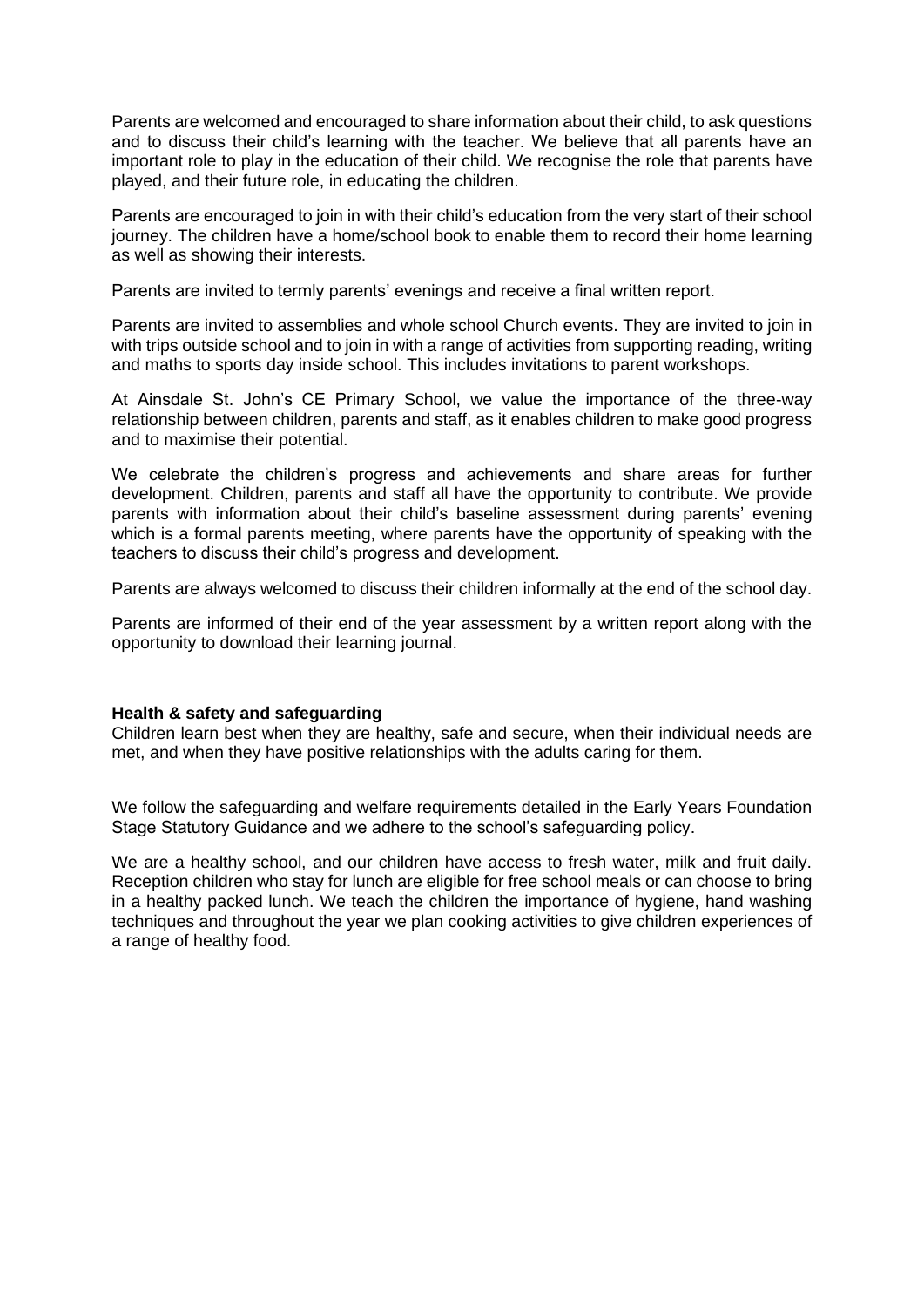Parents are welcomed and encouraged to share information about their child, to ask questions and to discuss their child's learning with the teacher. We believe that all parents have an important role to play in the education of their child. We recognise the role that parents have played, and their future role, in educating the children.

Parents are encouraged to join in with their child's education from the very start of their school journey. The children have a home/school book to enable them to record their home learning as well as showing their interests.

Parents are invited to termly parents' evenings and receive a final written report.

Parents are invited to assemblies and whole school Church events. They are invited to join in with trips outside school and to join in with a range of activities from supporting reading, writing and maths to sports day inside school. This includes invitations to parent workshops.

At Ainsdale St. John's CE Primary School, we value the importance of the three-way relationship between children, parents and staff, as it enables children to make good progress and to maximise their potential.

We celebrate the children's progress and achievements and share areas for further development. Children, parents and staff all have the opportunity to contribute. We provide parents with information about their child's baseline assessment during parents' evening which is a formal parents meeting, where parents have the opportunity of speaking with the teachers to discuss their child's progress and development.

Parents are always welcomed to discuss their children informally at the end of the school day.

Parents are informed of their end of the year assessment by a written report along with the opportunity to download their learning journal.

**Health & safety and safeguarding**

Children learn best when they are healthy, safe and secure, when their individual needs are met, and when they have positive relationships with the adults caring for them.

We follow the safeguarding and welfare requirements detailed in the Early Years Foundation Stage Statutory Guidance and we adhere to the school's safeguarding policy.

We are a healthy school, and our children have access to fresh water, milk and fruit daily. Reception children who stay for lunch are eligible for free school meals or can choose to bring in a healthy packed lunch. We teach the children the importance of hygiene, hand washing techniques and throughout the year we plan cooking activities to give children experiences of a range of healthy food.